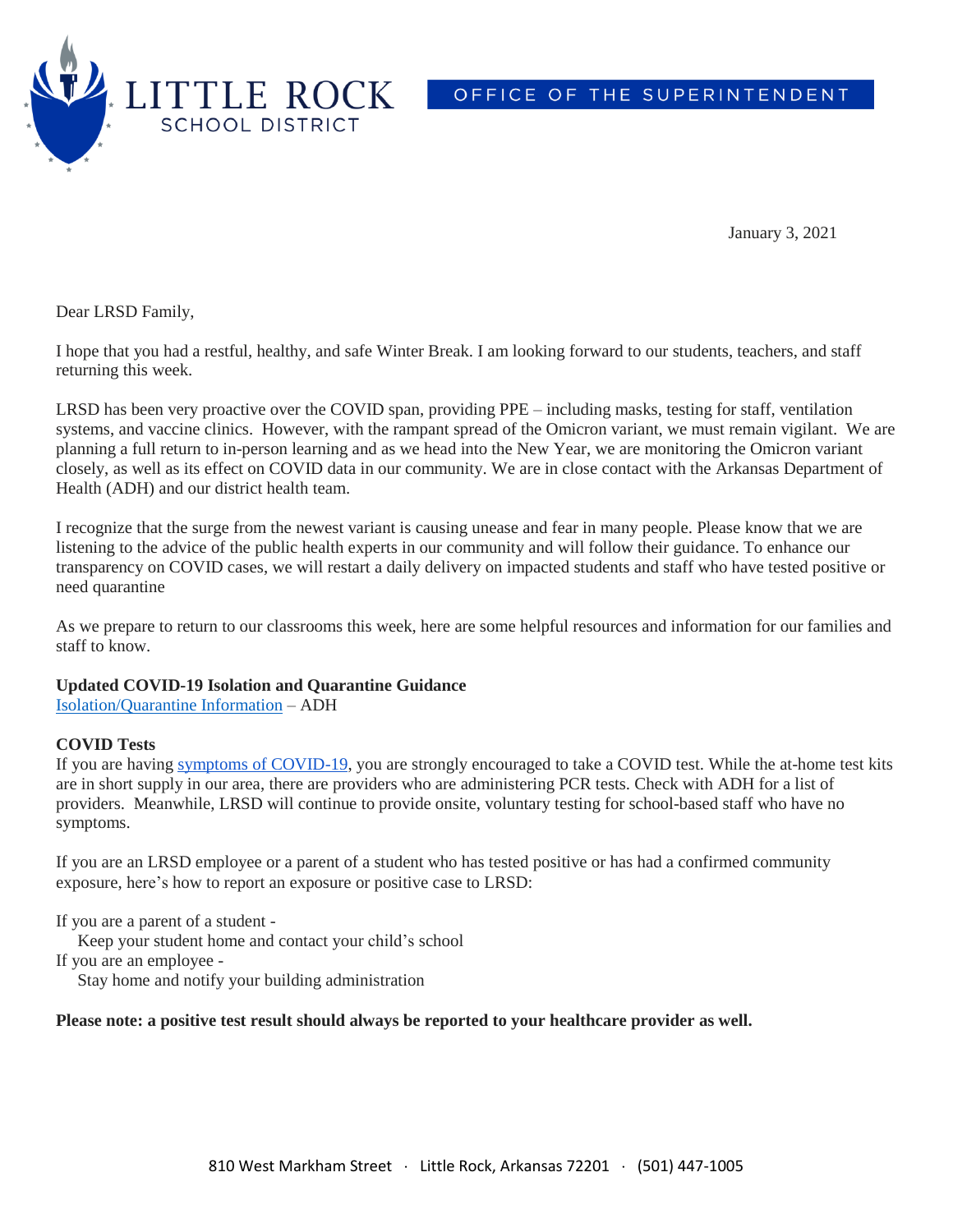LITTLE ROCK SCHOOL DISTRICT

OFFICE OF THE SUPERINTENDENT

January 3, 2021

Dear LRSD Family,

I hope that you had a restful, healthy, and safe Winter Break. I am looking forward to our students, teachers, and staff returning this week.

LRSD has been very proactive over the COVID span, providing PPE – including masks, testing for staff, ventilation systems, and vaccine clinics. However, with the rampant spread of the Omicron variant, we must remain vigilant. We are planning a full return to in-person learning and as we head into the New Year, we are monitoring the Omicron variant closely, as well as its effect on COVID data in our community. We are in close contact with the Arkansas Department of Health (ADH) and our district health team.

I recognize that the surge from the newest variant is causing unease and fear in many people. Please know that we are listening to the advice of the public health experts in our community and will follow their guidance. To enhance our transparency on COVID cases, we will restart a daily delivery on impacted students and staff who have tested positive or need quarantine

As we prepare to return to our classrooms this week, here are some helpful resources and information for our families and staff to know.

**Updated COVID-19 Isolation and Quarantine Guidance**
Isolation/Quarantine Information – ADH

**COVID Tests**
If you are having symptoms of COVID-19, you are strongly encouraged to take a COVID test. While the at-home test kits are in short supply in our area, there are providers who are administering PCR tests. Check with ADH for a list of providers. Meanwhile, LRSD will continue to provide onsite, voluntary testing for school-based staff who have no symptoms.

If you are an LRSD employee or a parent of a student who has tested positive or has had a confirmed community exposure, here's how to report an exposure or positive case to LRSD:

If you are a parent of a student -
  Keep your student home and contact your child's school
If you are an employee -
  Stay home and notify your building administration

**Please note: a positive test result should always be reported to your healthcare provider as well.**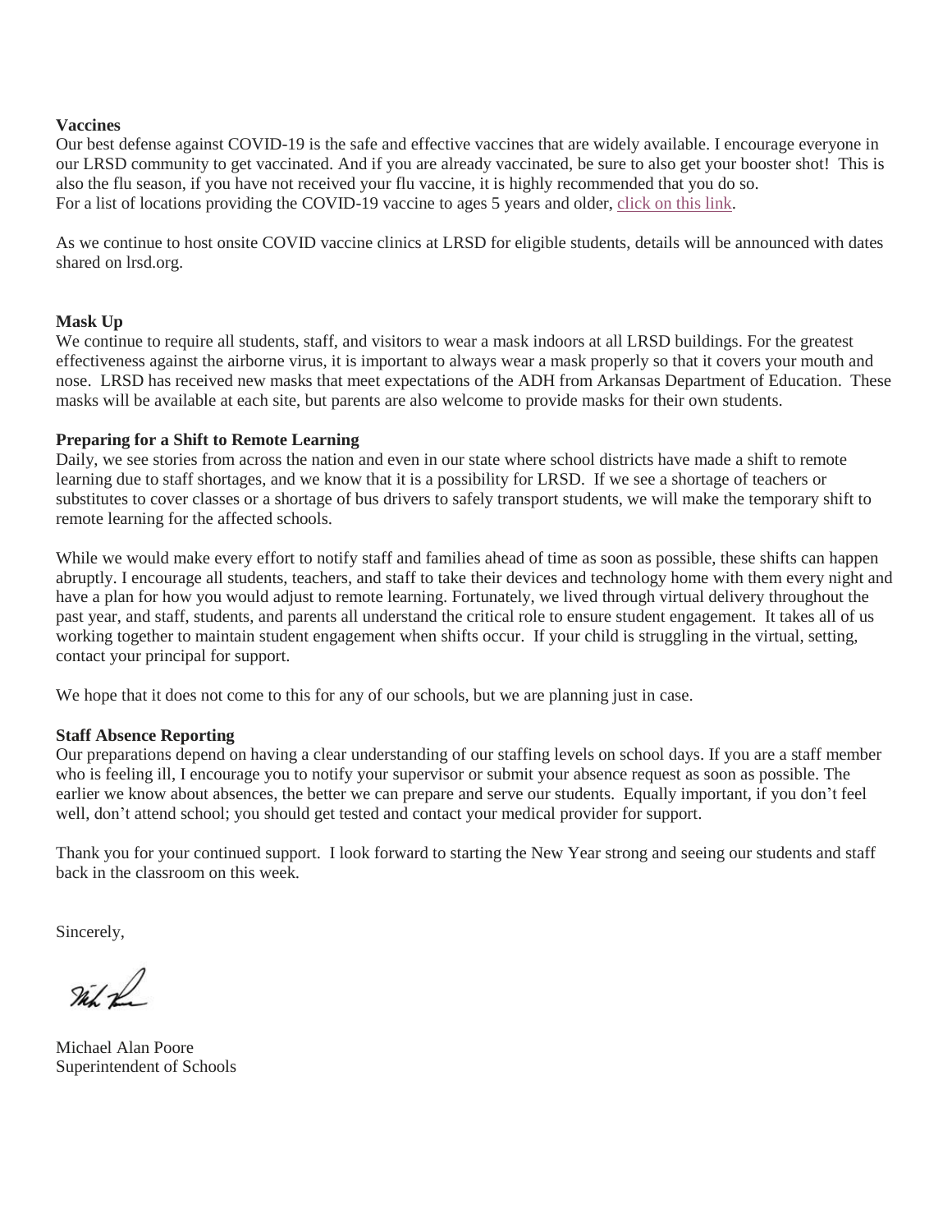**Vaccines**

Our best defense against COVID-19 is the safe and effective vaccines that are widely available. I encourage everyone in our LRSD community to get vaccinated. And if you are already vaccinated, be sure to also get your booster shot! This is also the flu season, if you have not received your flu vaccine, it is highly recommended that you do so.
For a list of locations providing the COVID-19 vaccine to ages 5 years and older, click on this link.

As we continue to host onsite COVID vaccine clinics at LRSD for eligible students, details will be announced with dates shared on lrsd.org.

**Mask Up**

We continue to require all students, staff, and visitors to wear a mask indoors at all LRSD buildings. For the greatest effectiveness against the airborne virus, it is important to always wear a mask properly so that it covers your mouth and nose. LRSD has received new masks that meet expectations of the ADH from Arkansas Department of Education. These masks will be available at each site, but parents are also welcome to provide masks for their own students.

**Preparing for a Shift to Remote Learning**

Daily, we see stories from across the nation and even in our state where school districts have made a shift to remote learning due to staff shortages, and we know that it is a possibility for LRSD. If we see a shortage of teachers or substitutes to cover classes or a shortage of bus drivers to safely transport students, we will make the temporary shift to remote learning for the affected schools.

While we would make every effort to notify staff and families ahead of time as soon as possible, these shifts can happen abruptly. I encourage all students, teachers, and staff to take their devices and technology home with them every night and have a plan for how you would adjust to remote learning. Fortunately, we lived through virtual delivery throughout the past year, and staff, students, and parents all understand the critical role to ensure student engagement. It takes all of us working together to maintain student engagement when shifts occur. If your child is struggling in the virtual, setting, contact your principal for support.

We hope that it does not come to this for any of our schools, but we are planning just in case.

**Staff Absence Reporting**

Our preparations depend on having a clear understanding of our staffing levels on school days. If you are a staff member who is feeling ill, I encourage you to notify your supervisor or submit your absence request as soon as possible. The earlier we know about absences, the better we can prepare and serve our students. Equally important, if you don't feel well, don't attend school; you should get tested and contact your medical provider for support.

Thank you for your continued support. I look forward to starting the New Year strong and seeing our students and staff back in the classroom on this week.

Sincerely,

Michael Alan Poore
Superintendent of Schools